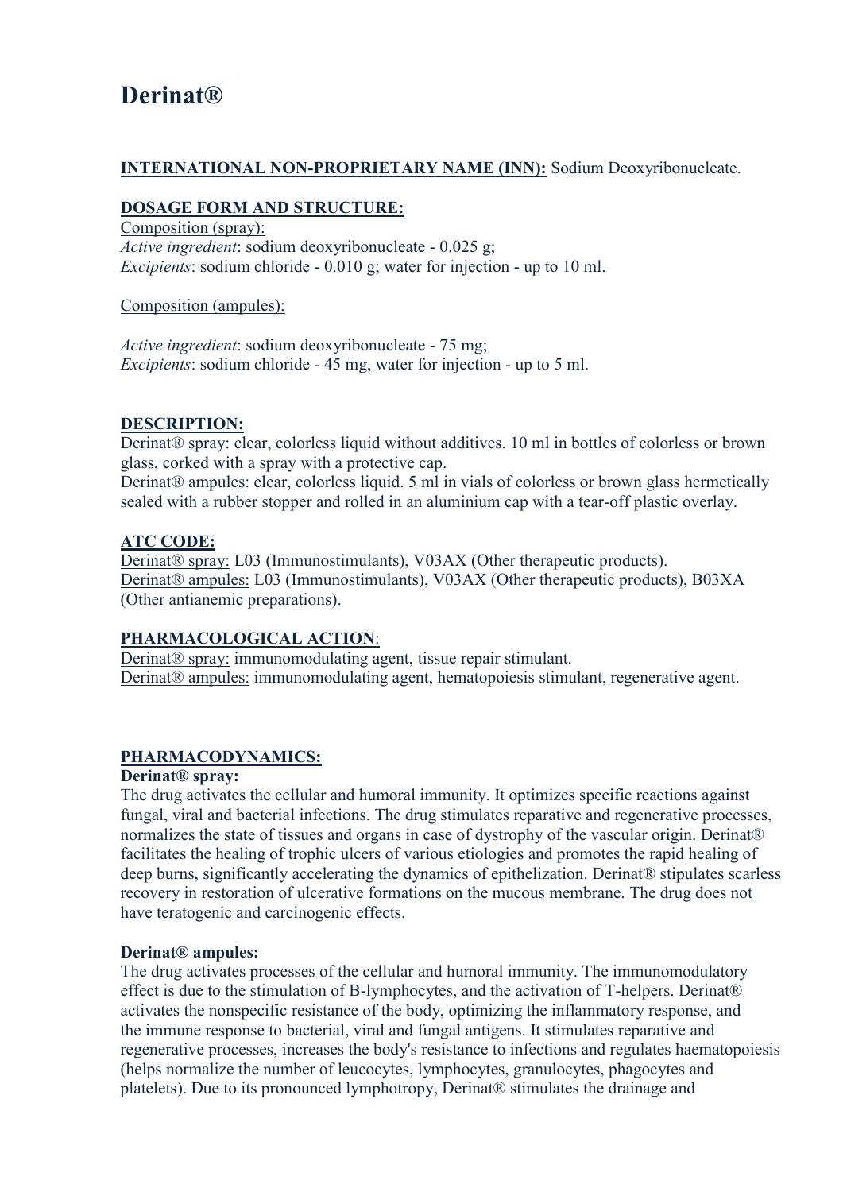# Derinat®

**INTERNATIONAL NON-PROPRIETARY NAME (INN):** Sodium Deoxyribonucleate.

**DOSAGE FORM AND STRUCTURE:**

Composition (spray):
*Active ingredient*: sodium deoxyribonucleate - 0.025 g;
*Excipients*: sodium chloride - 0.010 g; water for injection - up to 10 ml.

Composition (ampules):

*Active ingredient*: sodium deoxyribonucleate - 75 mg;
*Excipients*: sodium chloride - 45 mg, water for injection - up to 5 ml.

**DESCRIPTION:**

Derinat® spray: clear, colorless liquid without additives. 10 ml in bottles of colorless or brown glass, corked with a spray with a protective cap.
Derinat® ampules: clear, colorless liquid. 5 ml in vials of colorless or brown glass hermetically sealed with a rubber stopper and rolled in an aluminium cap with a tear-off plastic overlay.

**ATC CODE:**

Derinat® spray: L03 (Immunostimulants), V03AX (Other therapeutic products).
Derinat® ampules: L03 (Immunostimulants), V03AX (Other therapeutic products), B03XA (Other antianemic preparations).

**PHARMACOLOGICAL ACTION**:

Derinat® spray: immunomodulating agent, tissue repair stimulant.
Derinat® ampules: immunomodulating agent, hematopoiesis stimulant, regenerative agent.

**PHARMACODYNAMICS:**

**Derinat® spray:**

The drug activates the cellular and humoral immunity. It optimizes specific reactions against fungal, viral and bacterial infections. The drug stimulates reparative and regenerative processes, normalizes the state of tissues and organs in case of dystrophy of the vascular origin. Derinat® facilitates the healing of trophic ulcers of various etiologies and promotes the rapid healing of deep burns, significantly accelerating the dynamics of epithelization. Derinat® stipulates scarless recovery in restoration of ulcerative formations on the mucous membrane. The drug does not have teratogenic and carcinogenic effects.

**Derinat® ampules:**

The drug activates processes of the cellular and humoral immunity. The immunomodulatory effect is due to the stimulation of B-lymphocytes, and the activation of T-helpers. Derinat® activates the nonspecific resistance of the body, optimizing the inflammatory response, and the immune response to bacterial, viral and fungal antigens. It stimulates reparative and regenerative processes, increases the body's resistance to infections and regulates haematopoiesis (helps normalize the number of leucocytes, lymphocytes, granulocytes, phagocytes and platelets). Due to its pronounced lymphotropy, Derinat® stimulates the drainage and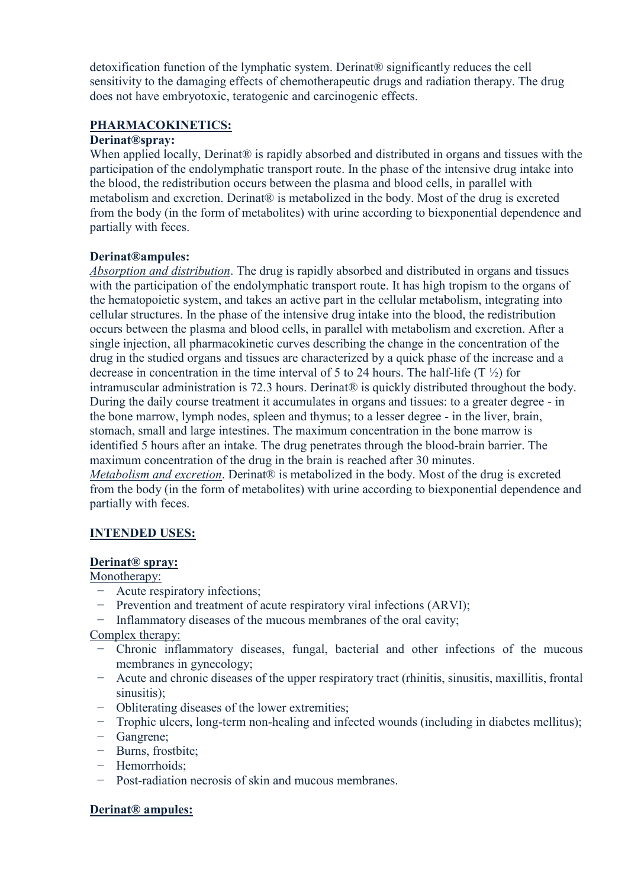detoxification function of the lymphatic system. Derinat® significantly reduces the cell sensitivity to the damaging effects of chemotherapeutic drugs and radiation therapy. The drug does not have embryotoxic, teratogenic and carcinogenic effects.

## PHARMACOKINETICS:

**Derinat®spray:**

When applied locally, Derinat® is rapidly absorbed and distributed in organs and tissues with the participation of the endolymphatic transport route. In the phase of the intensive drug intake into the blood, the redistribution occurs between the plasma and blood cells, in parallel with metabolism and excretion. Derinat® is metabolized in the body. Most of the drug is excreted from the body (in the form of metabolites) with urine according to biexponential dependence and partially with feces.

**Derinat®ampules:**

*Absorption and distribution*. The drug is rapidly absorbed and distributed in organs and tissues with the participation of the endolymphatic transport route. It has high tropism to the organs of the hematopoietic system, and takes an active part in the cellular metabolism, integrating into cellular structures. In the phase of the intensive drug intake into the blood, the redistribution occurs between the plasma and blood cells, in parallel with metabolism and excretion. After a single injection, all pharmacokinetic curves describing the change in the concentration of the drug in the studied organs and tissues are characterized by a quick phase of the increase and a decrease in concentration in the time interval of 5 to 24 hours. The half-life (T ½) for intramuscular administration is 72.3 hours. Derinat® is quickly distributed throughout the body. During the daily course treatment it accumulates in organs and tissues: to a greater degree - in the bone marrow, lymph nodes, spleen and thymus; to a lesser degree - in the liver, brain, stomach, small and large intestines. The maximum concentration in the bone marrow is identified 5 hours after an intake. The drug penetrates through the blood-brain barrier. The maximum concentration of the drug in the brain is reached after 30 minutes.
*Metabolism and excretion*. Derinat® is metabolized in the body. Most of the drug is excreted from the body (in the form of metabolites) with urine according to biexponential dependence and partially with feces.

## INTENDED USES:

**Derinat® spray:**

Monotherapy:

- Acute respiratory infections;
- Prevention and treatment of acute respiratory viral infections (ARVI);
- Inflammatory diseases of the mucous membranes of the oral cavity;

Complex therapy:

- Chronic inflammatory diseases, fungal, bacterial and other infections of the mucous membranes in gynecology;
- Acute and chronic diseases of the upper respiratory tract (rhinitis, sinusitis, maxillitis, frontal sinusitis);
- Obliterating diseases of the lower extremities;
- Trophic ulcers, long-term non-healing and infected wounds (including in diabetes mellitus);
- Gangrene;
- Burns, frostbite;
- Hemorrhoids;
- Post-radiation necrosis of skin and mucous membranes.

**Derinat® ampules:**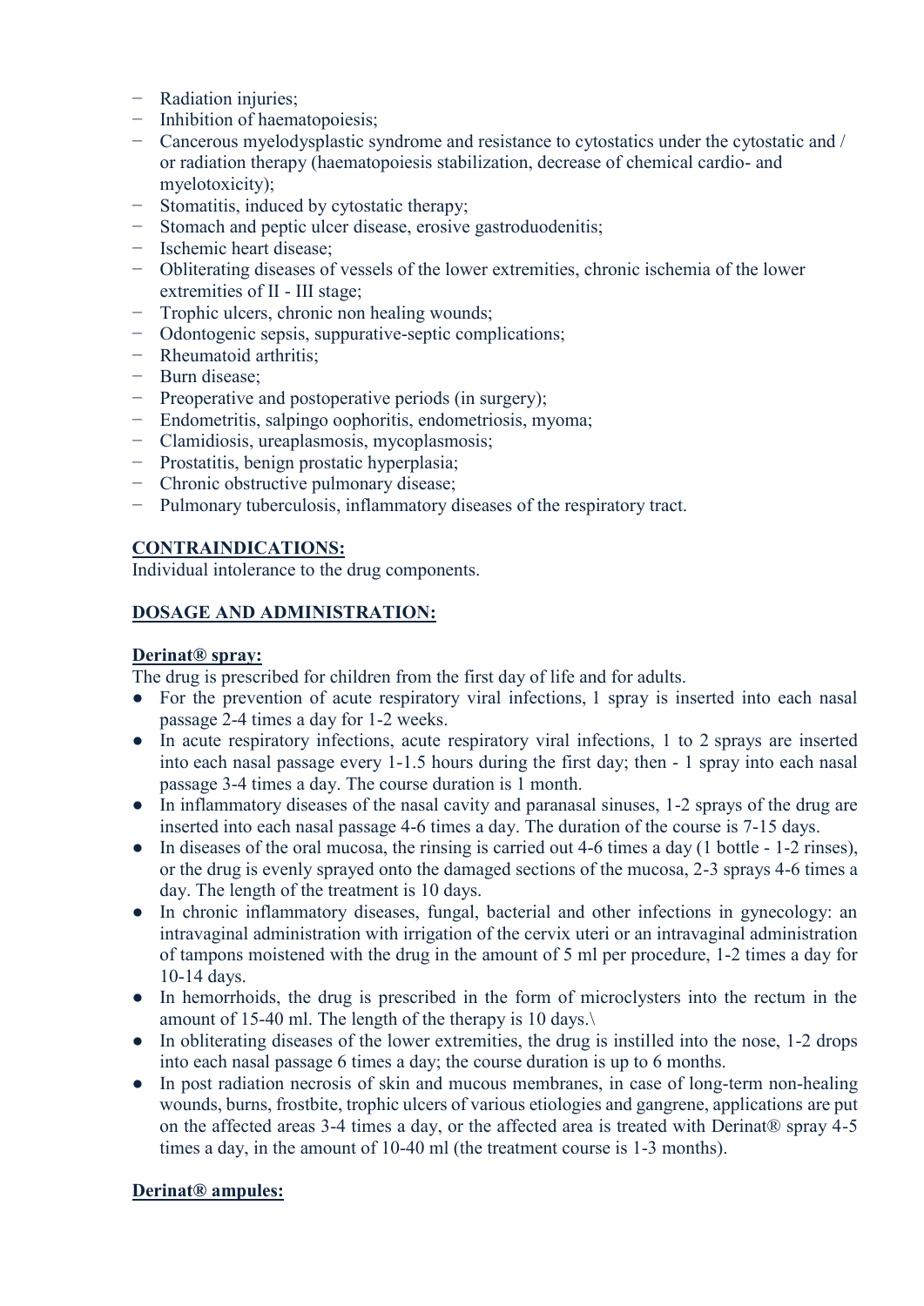- Radiation injuries;
- Inhibition of haematopoiesis;
- Cancerous myelodysplastic syndrome and resistance to cytostatics under the cytostatic and / or radiation therapy (haematopoiesis stabilization, decrease of chemical cardio- and myelotoxicity);
- Stomatitis, induced by cytostatic therapy;
- Stomach and peptic ulcer disease, erosive gastroduodenitis;
- Ischemic heart disease;
- Obliterating diseases of vessels of the lower extremities, chronic ischemia of the lower extremities of II - III stage;
- Trophic ulcers, chronic non healing wounds;
- Odontogenic sepsis, suppurative-septic complications;
- Rheumatoid arthritis;
- Burn disease;
- Preoperative and postoperative periods (in surgery);
- Endometritis, salpingo oophoritis, endometriosis, myoma;
- Clamidiosis, ureaplasmosis, mycoplasmosis;
- Prostatitis, benign prostatic hyperplasia;
- Chronic obstructive pulmonary disease;
- Pulmonary tuberculosis, inflammatory diseases of the respiratory tract.

## CONTRAINDICATIONS:

Individual intolerance to the drug components.

## DOSAGE AND ADMINISTRATION:

### Derinat® spray:

The drug is prescribed for children from the first day of life and for adults.

- For the prevention of acute respiratory viral infections, 1 spray is inserted into each nasal passage 2-4 times a day for 1-2 weeks.
- In acute respiratory infections, acute respiratory viral infections, 1 to 2 sprays are inserted into each nasal passage every 1-1.5 hours during the first day; then - 1 spray into each nasal passage 3-4 times a day. The course duration is 1 month.
- In inflammatory diseases of the nasal cavity and paranasal sinuses, 1-2 sprays of the drug are inserted into each nasal passage 4-6 times a day. The duration of the course is 7-15 days.
- In diseases of the oral mucosa, the rinsing is carried out 4-6 times a day (1 bottle - 1-2 rinses), or the drug is evenly sprayed onto the damaged sections of the mucosa, 2-3 sprays 4-6 times a day. The length of the treatment is 10 days.
- In chronic inflammatory diseases, fungal, bacterial and other infections in gynecology: an intravaginal administration with irrigation of the cervix uteri or an intravaginal administration of tampons moistened with the drug in the amount of 5 ml per procedure, 1-2 times a day for 10-14 days.
- In hemorrhoids, the drug is prescribed in the form of microclysters into the rectum in the amount of 15-40 ml. The length of the therapy is 10 days.\
- In obliterating diseases of the lower extremities, the drug is instilled into the nose, 1-2 drops into each nasal passage 6 times a day; the course duration is up to 6 months.
- In post radiation necrosis of skin and mucous membranes, in case of long-term non-healing wounds, burns, frostbite, trophic ulcers of various etiologies and gangrene, applications are put on the affected areas 3-4 times a day, or the affected area is treated with Derinat® spray 4-5 times a day, in the amount of 10-40 ml (the treatment course is 1-3 months).

### Derinat® ampules: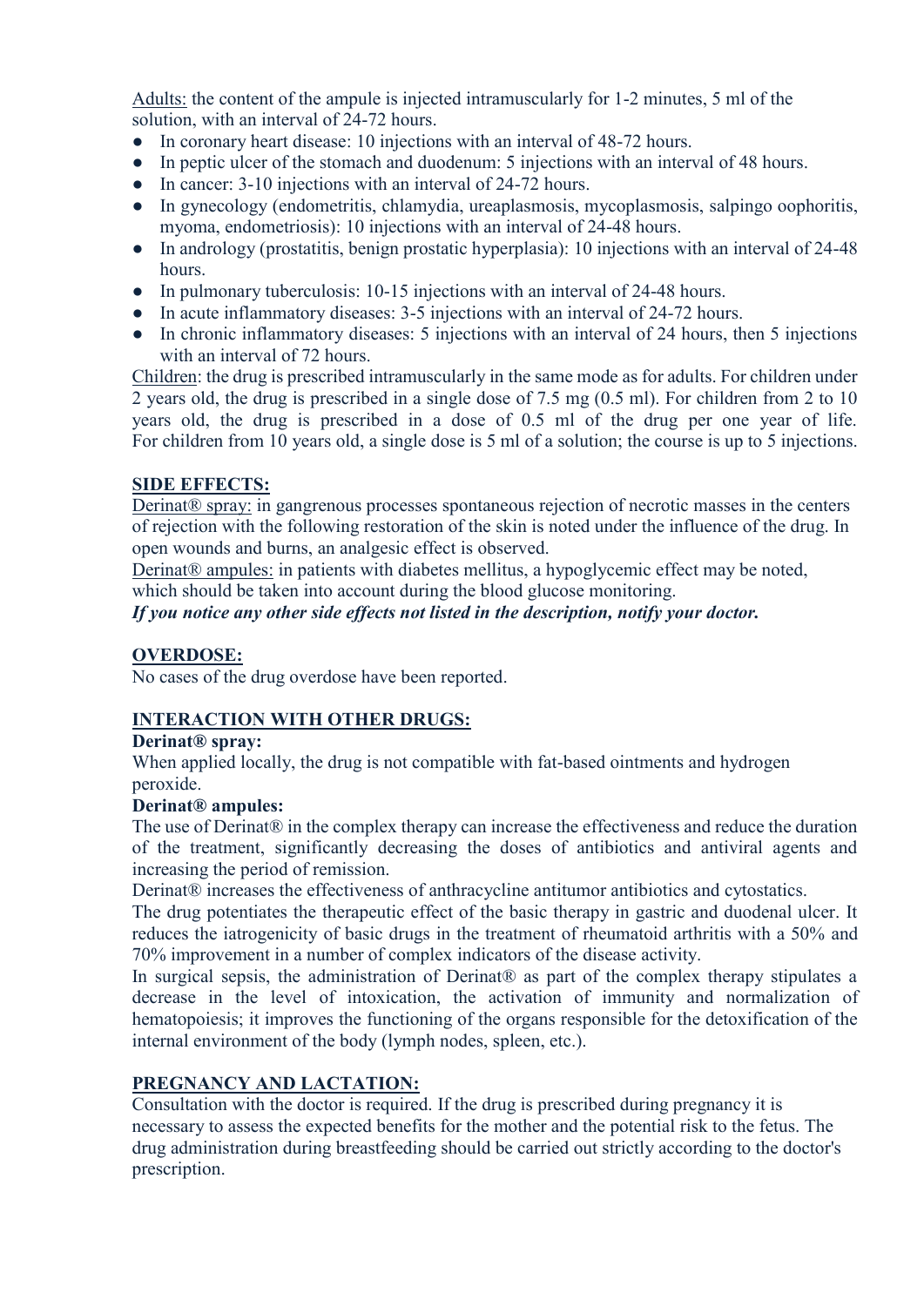Adults: the content of the ampule is injected intramuscularly for 1-2 minutes, 5 ml of the solution, with an interval of 24-72 hours.

- In coronary heart disease: 10 injections with an interval of 48-72 hours.
- In peptic ulcer of the stomach and duodenum: 5 injections with an interval of 48 hours.
- In cancer: 3-10 injections with an interval of 24-72 hours.
- In gynecology (endometritis, chlamydia, ureaplasmosis, mycoplasmosis, salpingo oophoritis, myoma, endometriosis): 10 injections with an interval of 24-48 hours.
- In andrology (prostatitis, benign prostatic hyperplasia): 10 injections with an interval of 24-48 hours.
- In pulmonary tuberculosis: 10-15 injections with an interval of 24-48 hours.
- In acute inflammatory diseases: 3-5 injections with an interval of 24-72 hours.
- In chronic inflammatory diseases: 5 injections with an interval of 24 hours, then 5 injections with an interval of 72 hours.

Children: the drug is prescribed intramuscularly in the same mode as for adults. For children under 2 years old, the drug is prescribed in a single dose of 7.5 mg (0.5 ml). For children from 2 to 10 years old, the drug is prescribed in a dose of 0.5 ml of the drug per one year of life. For children from 10 years old, a single dose is 5 ml of a solution; the course is up to 5 injections.

## SIDE EFFECTS:

Derinat® spray: in gangrenous processes spontaneous rejection of necrotic masses in the centers of rejection with the following restoration of the skin is noted under the influence of the drug. In open wounds and burns, an analgesic effect is observed.

Derinat® ampules: in patients with diabetes mellitus, a hypoglycemic effect may be noted, which should be taken into account during the blood glucose monitoring.

***If you notice any other side effects not listed in the description, notify your doctor.***

## OVERDOSE:

No cases of the drug overdose have been reported.

## INTERACTION WITH OTHER DRUGS:

**Derinat® spray:**

When applied locally, the drug is not compatible with fat-based ointments and hydrogen peroxide.

**Derinat® ampules:**

The use of Derinat® in the complex therapy can increase the effectiveness and reduce the duration of the treatment, significantly decreasing the doses of antibiotics and antiviral agents and increasing the period of remission.

Derinat® increases the effectiveness of anthracycline antitumor antibiotics and cytostatics.

The drug potentiates the therapeutic effect of the basic therapy in gastric and duodenal ulcer. It reduces the iatrogenicity of basic drugs in the treatment of rheumatoid arthritis with a 50% and 70% improvement in a number of complex indicators of the disease activity.

In surgical sepsis, the administration of Derinat® as part of the complex therapy stipulates a decrease in the level of intoxication, the activation of immunity and normalization of hematopoiesis; it improves the functioning of the organs responsible for the detoxification of the internal environment of the body (lymph nodes, spleen, etc.).

## PREGNANCY AND LACTATION:

Consultation with the doctor is required. If the drug is prescribed during pregnancy it is necessary to assess the expected benefits for the mother and the potential risk to the fetus. The drug administration during breastfeeding should be carried out strictly according to the doctor's prescription.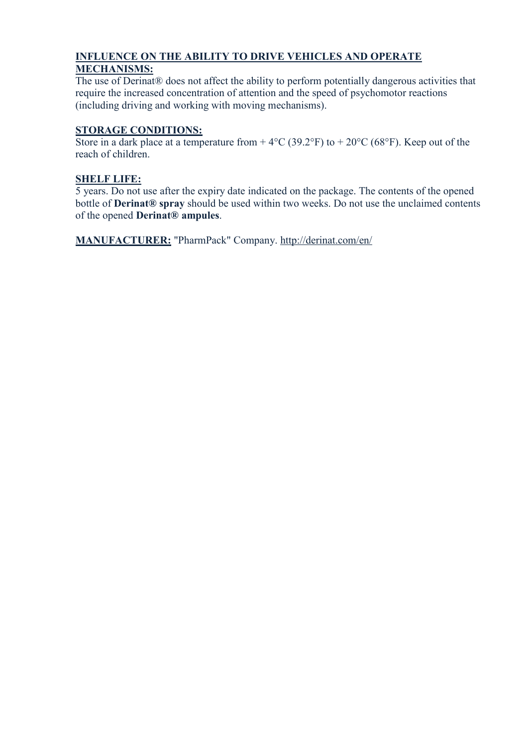**INFLUENCE ON THE ABILITY TO DRIVE VEHICLES AND OPERATE MECHANISMS:**

The use of Derinat® does not affect the ability to perform potentially dangerous activities that require the increased concentration of attention and the speed of psychomotor reactions (including driving and working with moving mechanisms).

**STORAGE CONDITIONS:**

Store in a dark place at a temperature from + 4°C (39.2°F) to + 20°C (68°F). Keep out of the reach of children.

**SHELF LIFE:**

5 years. Do not use after the expiry date indicated on the package. The contents of the opened bottle of **Derinat® spray** should be used within two weeks. Do not use the unclaimed contents of the opened **Derinat® ampules**.

**MANUFACTURER:** "PharmPack" Company. http://derinat.com/en/